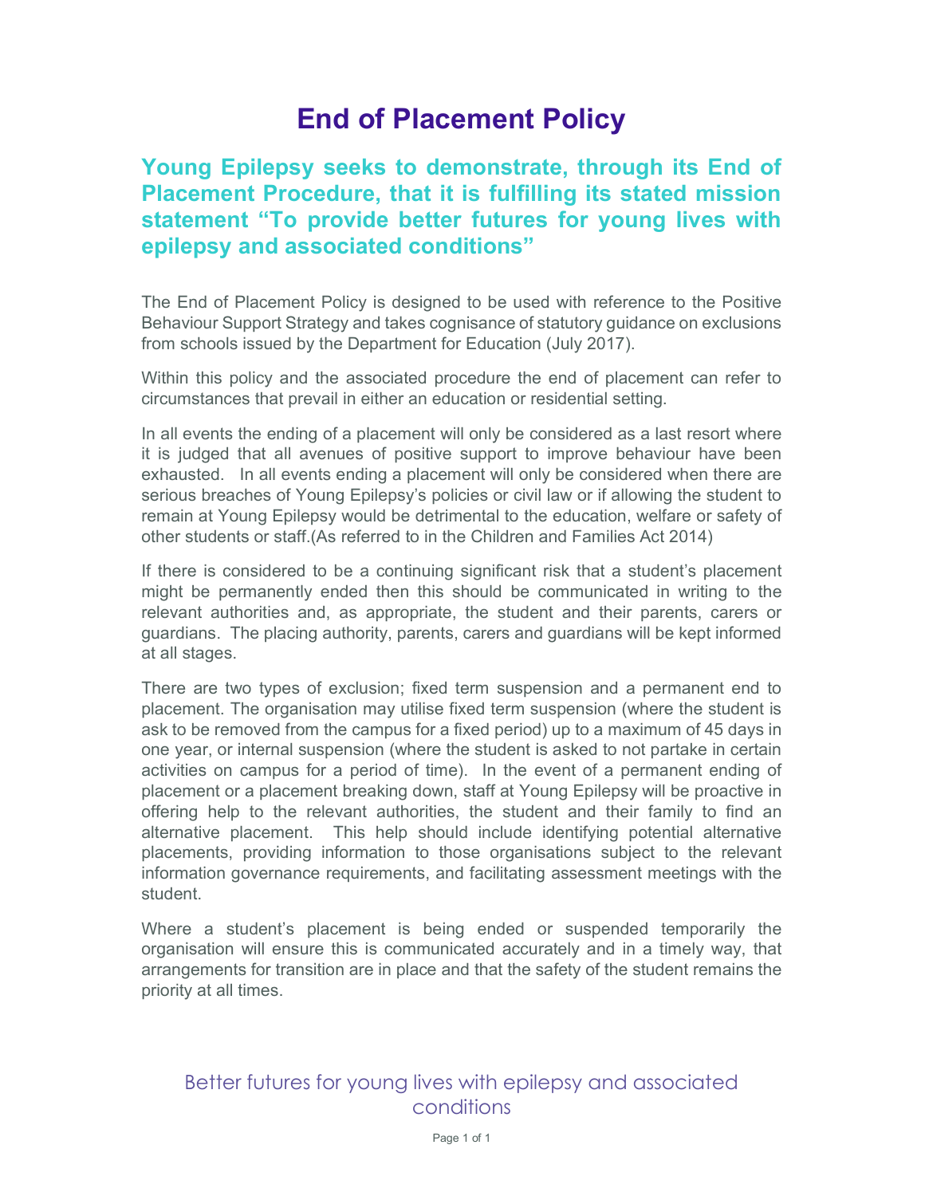# End of Placement Policy

## Young Epilepsy seeks to demonstrate, through its End of Placement Procedure, that it is fulfilling its stated mission statement "To provide better futures for young lives with epilepsy and associated conditions"

The End of Placement Policy is designed to be used with reference to the Positive Behaviour Support Strategy and takes cognisance of statutory guidance on exclusions from schools issued by the Department for Education (July 2017).

Within this policy and the associated procedure the end of placement can refer to circumstances that prevail in either an education or residential setting.

In all events the ending of a placement will only be considered as a last resort where it is judged that all avenues of positive support to improve behaviour have been exhausted. In all events ending a placement will only be considered when there are serious breaches of Young Epilepsy's policies or civil law or if allowing the student to remain at Young Epilepsy would be detrimental to the education, welfare or safety of other students or staff.(As referred to in the Children and Families Act 2014)

If there is considered to be a continuing significant risk that a student's placement might be permanently ended then this should be communicated in writing to the relevant authorities and, as appropriate, the student and their parents, carers or guardians. The placing authority, parents, carers and guardians will be kept informed at all stages.

There are two types of exclusion; fixed term suspension and a permanent end to placement. The organisation may utilise fixed term suspension (where the student is ask to be removed from the campus for a fixed period) up to a maximum of 45 days in one year, or internal suspension (where the student is asked to not partake in certain activities on campus for a period of time). In the event of a permanent ending of placement or a placement breaking down, staff at Young Epilepsy will be proactive in offering help to the relevant authorities, the student and their family to find an alternative placement. This help should include identifying potential alternative placements, providing information to those organisations subject to the relevant information governance requirements, and facilitating assessment meetings with the student.

Where a student's placement is being ended or suspended temporarily the organisation will ensure this is communicated accurately and in a timely way, that arrangements for transition are in place and that the safety of the student remains the priority at all times.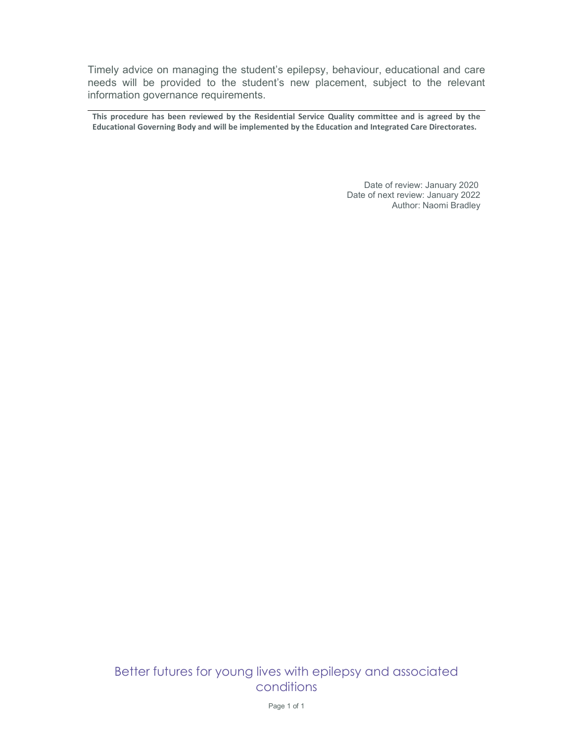Timely advice on managing the student's epilepsy, behaviour, educational and care needs will be provided to the student's new placement, subject to the relevant information governance requirements.

---

**This procedure has been reviewed by the Residential Service Quality committee and is agreed by the Educational Governing Body and will be implemented by the Education and Integrated Care Directorates.**

Date of review: January 2020
Date of next review: January 2022
Author: Naomi Bradley

Better futures for young lives with epilepsy and associated conditions